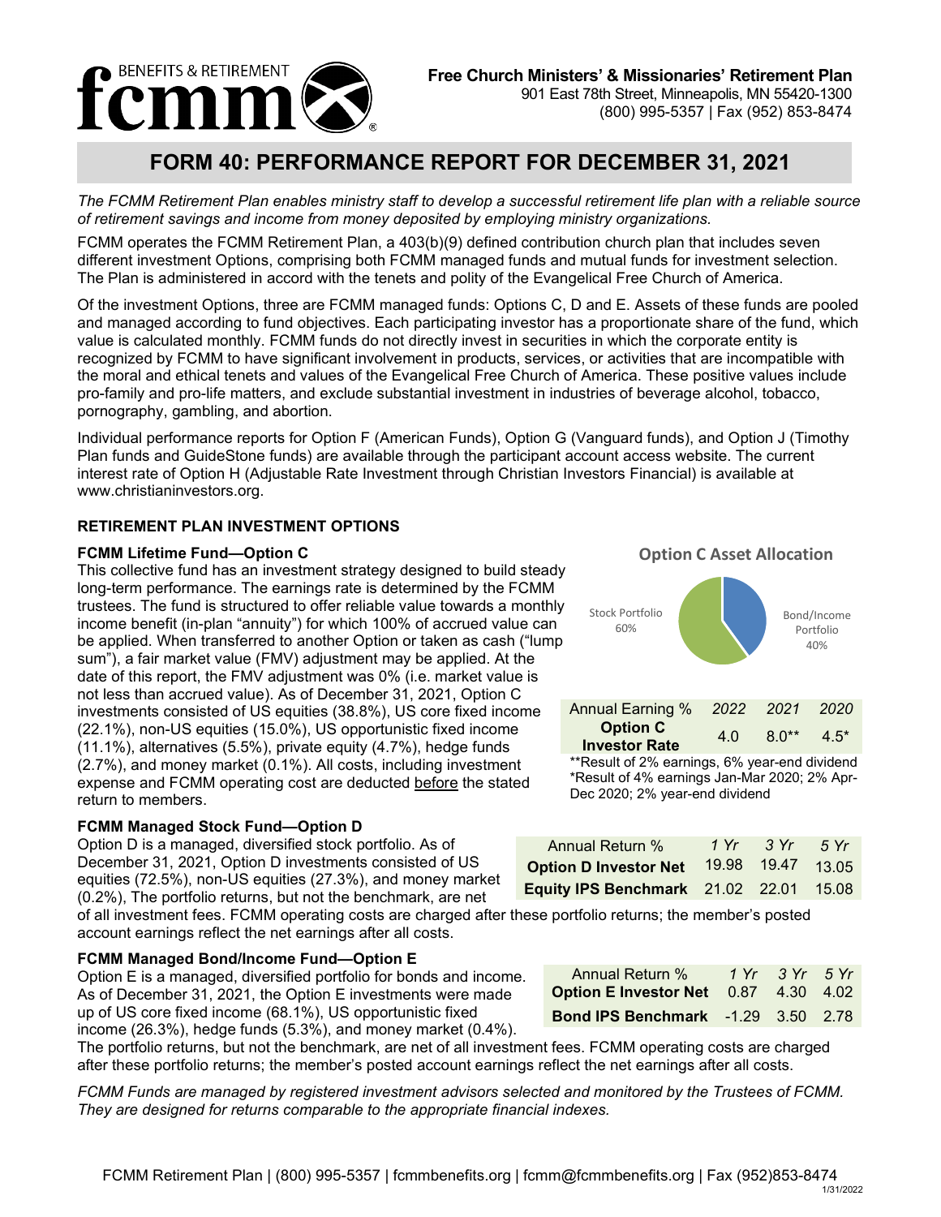**Free Church Ministers' & Missionaries' Retirement Plan**
901 East 78th Street, Minneapolis, MN 55420-1300
(800) 995-5357 | Fax (952) 853-8474

# FORM 40: PERFORMANCE REPORT FOR DECEMBER 31, 2021

*The FCMM Retirement Plan enables ministry staff to develop a successful retirement life plan with a reliable source of retirement savings and income from money deposited by employing ministry organizations.*

FCMM operates the FCMM Retirement Plan, a 403(b)(9) defined contribution church plan that includes seven different investment Options, comprising both FCMM managed funds and mutual funds for investment selection. The Plan is administered in accord with the tenets and polity of the Evangelical Free Church of America.

Of the investment Options, three are FCMM managed funds: Options C, D and E. Assets of these funds are pooled and managed according to fund objectives. Each participating investor has a proportionate share of the fund, which value is calculated monthly. FCMM funds do not directly invest in securities in which the corporate entity is recognized by FCMM to have significant involvement in products, services, or activities that are incompatible with the moral and ethical tenets and values of the Evangelical Free Church of America. These positive values include pro-family and pro-life matters, and exclude substantial investment in industries of beverage alcohol, tobacco, pornography, gambling, and abortion.

Individual performance reports for Option F (American Funds), Option G (Vanguard funds), and Option J (Timothy Plan funds and GuideStone funds) are available through the participant account access website. The current interest rate of Option H (Adjustable Rate Investment through Christian Investors Financial) is available at www.christianinvestors.org.

## RETIREMENT PLAN INVESTMENT OPTIONS

### FCMM Lifetime Fund—Option C

This collective fund has an investment strategy designed to build steady long-term performance. The earnings rate is determined by the FCMM trustees. The fund is structured to offer reliable value towards a monthly income benefit (in-plan "annuity") for which 100% of accrued value can be applied. When transferred to another Option or taken as cash ("lump sum"), a fair market value (FMV) adjustment may be applied. At the date of this report, the FMV adjustment was 0% (i.e. market value is not less than accrued value). As of December 31, 2021, Option C investments consisted of US equities (38.8%), US core fixed income (22.1%), non-US equities (15.0%), US opportunistic fixed income (11.1%), alternatives (5.5%), private equity (4.7%), hedge funds (2.7%), and money market (0.1%). All costs, including investment expense and FCMM operating cost are deducted before the stated return to members.

**Option C Asset Allocation**

- Stock Portfolio 60%
- Bond/Income Portfolio 40%

| Annual Earning % | *2022* | *2021* | *2020* |
|---|---|---|---|
| **Option C Investor Rate** | 4.0 | 8.0** | 4.5* |

**Result of 2% earnings, 6% year-end dividend
*Result of 4% earnings Jan-Mar 2020; 2% Apr-Dec 2020; 2% year-end dividend

### FCMM Managed Stock Fund—Option D

Option D is a managed, diversified stock portfolio. As of December 31, 2021, Option D investments consisted of US equities (72.5%), non-US equities (27.3%), and money market (0.2%), The portfolio returns, but not the benchmark, are net of all investment fees. FCMM operating costs are charged after these portfolio returns; the member's posted account earnings reflect the net earnings after all costs.

| Annual Return % | *1 Yr* | *3 Yr* | *5 Yr* |
|---|---|---|---|
| **Option D Investor Net** | 19.98 | 19.47 | 13.05 |
| **Equity IPS Benchmark** | 21.02 | 22.01 | 15.08 |

### FCMM Managed Bond/Income Fund—Option E

Option E is a managed, diversified portfolio for bonds and income. As of December 31, 2021, the Option E investments were made up of US core fixed income (68.1%), US opportunistic fixed income (26.3%), hedge funds (5.3%), and money market (0.4%). The portfolio returns, but not the benchmark, are net of all investment fees. FCMM operating costs are charged after these portfolio returns; the member's posted account earnings reflect the net earnings after all costs.

| Annual Return % | *1 Yr* | *3 Yr* | *5 Yr* |
|---|---|---|---|
| **Option E Investor Net** | 0.87 | 4.30 | 4.02 |
| **Bond IPS Benchmark** | -1.29 | 3.50 | 2.78 |

*FCMM Funds are managed by registered investment advisors selected and monitored by the Trustees of FCMM. They are designed for returns comparable to the appropriate financial indexes.*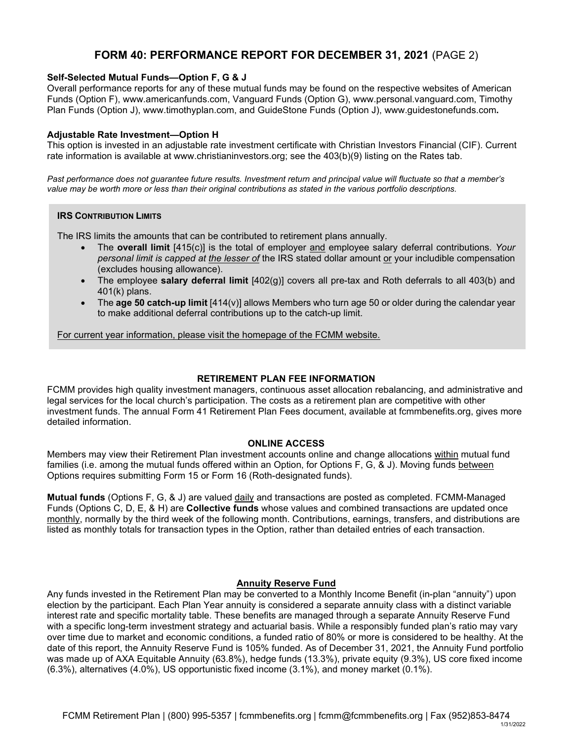# FORM 40: PERFORMANCE REPORT FOR DECEMBER 31, 2021 (PAGE 2)

**Self-Selected Mutual Funds—Option F, G & J**

Overall performance reports for any of these mutual funds may be found on the respective websites of American Funds (Option F), www.americanfunds.com, Vanguard Funds (Option G), www.personal.vanguard.com, Timothy Plan Funds (Option J), www.timothyplan.com, and GuideStone Funds (Option J), www.guidestonefunds.com**.**

**Adjustable Rate Investment—Option H**

This option is invested in an adjustable rate investment certificate with Christian Investors Financial (CIF). Current rate information is available at www.christianinvestors.org; see the 403(b)(9) listing on the Rates tab.

*Past performance does not guarantee future results. Investment return and principal value will fluctuate so that a member's value may be worth more or less than their original contributions as stated in the various portfolio descriptions.*

**IRS CONTRIBUTION LIMITS**

The IRS limits the amounts that can be contributed to retirement plans annually.

- The **overall limit** [415(c)] is the total of employer and employee salary deferral contributions. *Your personal limit is capped at the lesser of* the IRS stated dollar amount or your includible compensation (excludes housing allowance).
- The employee **salary deferral limit** [402(g)] covers all pre-tax and Roth deferrals to all 403(b) and 401(k) plans.
- The **age 50 catch-up limit** [414(v)] allows Members who turn age 50 or older during the calendar year to make additional deferral contributions up to the catch-up limit.

For current year information, please visit the homepage of the FCMM website.

## RETIREMENT PLAN FEE INFORMATION

FCMM provides high quality investment managers, continuous asset allocation rebalancing, and administrative and legal services for the local church's participation. The costs as a retirement plan are competitive with other investment funds. The annual Form 41 Retirement Plan Fees document, available at fcmmbenefits.org, gives more detailed information.

## ONLINE ACCESS

Members may view their Retirement Plan investment accounts online and change allocations within mutual fund families (i.e. among the mutual funds offered within an Option, for Options F, G, & J). Moving funds between Options requires submitting Form 15 or Form 16 (Roth-designated funds).

**Mutual funds** (Options F, G, & J) are valued daily and transactions are posted as completed. FCMM-Managed Funds (Options C, D, E, & H) are **Collective funds** whose values and combined transactions are updated once monthly, normally by the third week of the following month. Contributions, earnings, transfers, and distributions are listed as monthly totals for transaction types in the Option, rather than detailed entries of each transaction.

## Annuity Reserve Fund

Any funds invested in the Retirement Plan may be converted to a Monthly Income Benefit (in-plan "annuity") upon election by the participant. Each Plan Year annuity is considered a separate annuity class with a distinct variable interest rate and specific mortality table. These benefits are managed through a separate Annuity Reserve Fund with a specific long-term investment strategy and actuarial basis. While a responsibly funded plan's ratio may vary over time due to market and economic conditions, a funded ratio of 80% or more is considered to be healthy. At the date of this report, the Annuity Reserve Fund is 105% funded. As of December 31, 2021, the Annuity Fund portfolio was made up of AXA Equitable Annuity (63.8%), hedge funds (13.3%), private equity (9.3%), US core fixed income (6.3%), alternatives (4.0%), US opportunistic fixed income (3.1%), and money market (0.1%).

FCMM Retirement Plan | (800) 995-5357 | fcmmbenefits.org | fcmm@fcmmbenefits.org | Fax (952)853-8474

1/31/2022